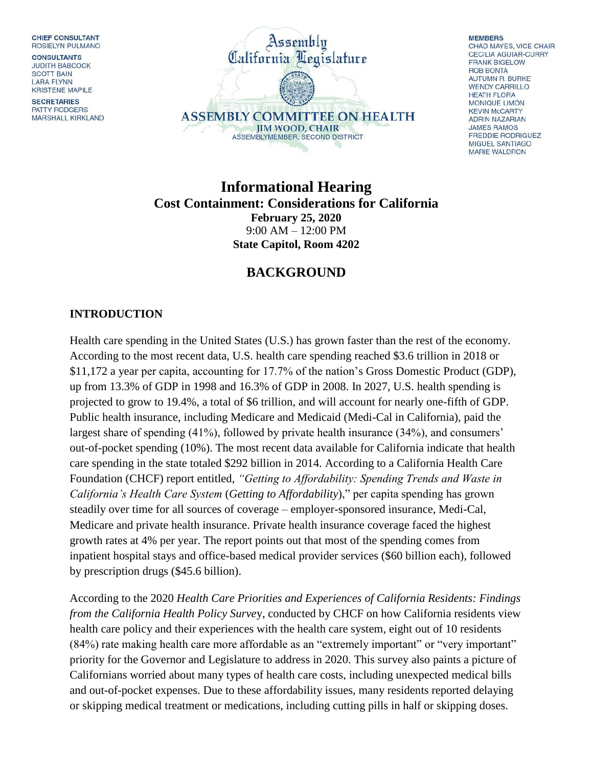CHIEF CONSULTANT
ROSIELYN PULMANO

CONSULTANTS
JUDITH BABCOCK
SCOTT BAIN
LARA FLYNN
KRISTENE MAPILE

SECRETARIES
PATTY RODGERS
MARSHALL KIRKLAND

Assembly
California Legislature

ASSEMBLY COMMITTEE ON HEALTH
JIM WOOD, CHAIR
ASSEMBLYMEMBER, SECOND DISTRICT

MEMBERS
CHAD MAYES, VICE CHAIR
CECILIA AGUIAR-CURRY
FRANK BIGELOW
ROB BONTA
AUTUMN R. BURKE
WENDY CARRILLO
HEATH FLORA
MONIQUE LIMÓN
KEVIN McCARTY
ADRIN NAZARIAN
JAMES RAMOS
FREDDIE RODRIGUEZ
MIGUEL SANTIAGO
MARIE WALDRON

# Informational Hearing
## Cost Containment: Considerations for California

**February 25, 2020**
9:00 AM – 12:00 PM
**State Capitol, Room 4202**

## BACKGROUND

### INTRODUCTION

Health care spending in the United States (U.S.) has grown faster than the rest of the economy. According to the most recent data, U.S. health care spending reached $3.6 trillion in 2018 or $11,172 a year per capita, accounting for 17.7% of the nation's Gross Domestic Product (GDP), up from 13.3% of GDP in 1998 and 16.3% of GDP in 2008. In 2027, U.S. health spending is projected to grow to 19.4%, a total of $6 trillion, and will account for nearly one-fifth of GDP. Public health insurance, including Medicare and Medicaid (Medi-Cal in California), paid the largest share of spending (41%), followed by private health insurance (34%), and consumers' out-of-pocket spending (10%). The most recent data available for California indicate that health care spending in the state totaled $292 billion in 2014. According to a California Health Care Foundation (CHCF) report entitled, *"Getting to Affordability: Spending Trends and Waste in California's Health Care System* (*Getting to Affordability*)," per capita spending has grown steadily over time for all sources of coverage – employer-sponsored insurance, Medi-Cal, Medicare and private health insurance. Private health insurance coverage faced the highest growth rates at 4% per year. The report points out that most of the spending comes from inpatient hospital stays and office-based medical provider services ($60 billion each), followed by prescription drugs ($45.6 billion).

According to the 2020 *Health Care Priorities and Experiences of California Residents: Findings from the California Health Policy Survey*, conducted by CHCF on how California residents view health care policy and their experiences with the health care system, eight out of 10 residents (84%) rate making health care more affordable as an "extremely important" or "very important" priority for the Governor and Legislature to address in 2020. This survey also paints a picture of Californians worried about many types of health care costs, including unexpected medical bills and out-of-pocket expenses. Due to these affordability issues, many residents reported delaying or skipping medical treatment or medications, including cutting pills in half or skipping doses.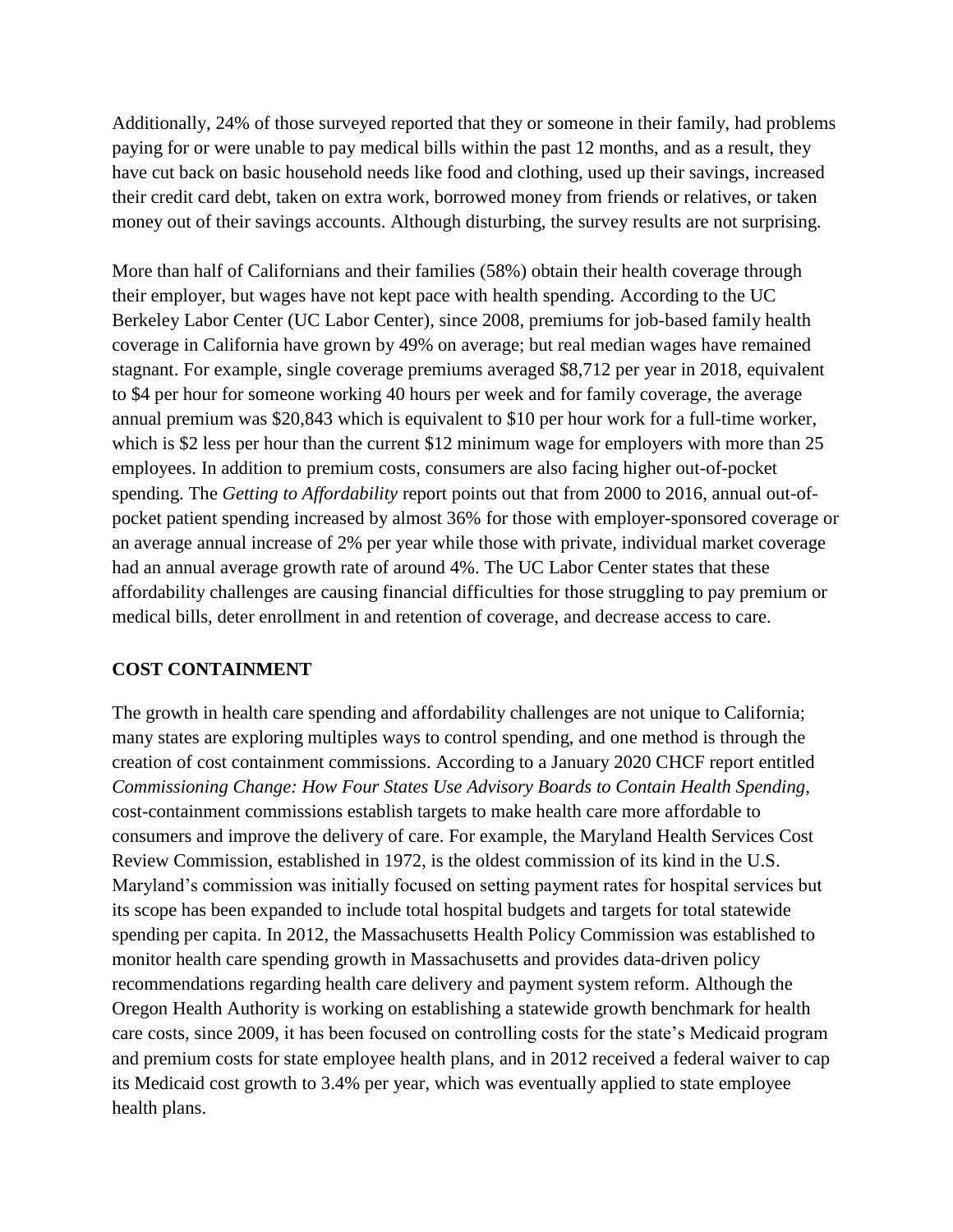Additionally, 24% of those surveyed reported that they or someone in their family, had problems paying for or were unable to pay medical bills within the past 12 months, and as a result, they have cut back on basic household needs like food and clothing, used up their savings, increased their credit card debt, taken on extra work, borrowed money from friends or relatives, or taken money out of their savings accounts. Although disturbing, the survey results are not surprising.

More than half of Californians and their families (58%) obtain their health coverage through their employer, but wages have not kept pace with health spending. According to the UC Berkeley Labor Center (UC Labor Center), since 2008, premiums for job-based family health coverage in California have grown by 49% on average; but real median wages have remained stagnant. For example, single coverage premiums averaged $8,712 per year in 2018, equivalent to $4 per hour for someone working 40 hours per week and for family coverage, the average annual premium was $20,843 which is equivalent to $10 per hour work for a full-time worker, which is $2 less per hour than the current $12 minimum wage for employers with more than 25 employees. In addition to premium costs, consumers are also facing higher out-of-pocket spending. The *Getting to Affordability* report points out that from 2000 to 2016, annual out-of-pocket patient spending increased by almost 36% for those with employer-sponsored coverage or an average annual increase of 2% per year while those with private, individual market coverage had an annual average growth rate of around 4%. The UC Labor Center states that these affordability challenges are causing financial difficulties for those struggling to pay premium or medical bills, deter enrollment in and retention of coverage, and decrease access to care.

## COST CONTAINMENT

The growth in health care spending and affordability challenges are not unique to California; many states are exploring multiples ways to control spending, and one method is through the creation of cost containment commissions. According to a January 2020 CHCF report entitled *Commissioning Change: How Four States Use Advisory Boards to Contain Health Spending*, cost-containment commissions establish targets to make health care more affordable to consumers and improve the delivery of care. For example, the Maryland Health Services Cost Review Commission, established in 1972, is the oldest commission of its kind in the U.S. Maryland's commission was initially focused on setting payment rates for hospital services but its scope has been expanded to include total hospital budgets and targets for total statewide spending per capita. In 2012, the Massachusetts Health Policy Commission was established to monitor health care spending growth in Massachusetts and provides data-driven policy recommendations regarding health care delivery and payment system reform. Although the Oregon Health Authority is working on establishing a statewide growth benchmark for health care costs, since 2009, it has been focused on controlling costs for the state's Medicaid program and premium costs for state employee health plans, and in 2012 received a federal waiver to cap its Medicaid cost growth to 3.4% per year, which was eventually applied to state employee health plans.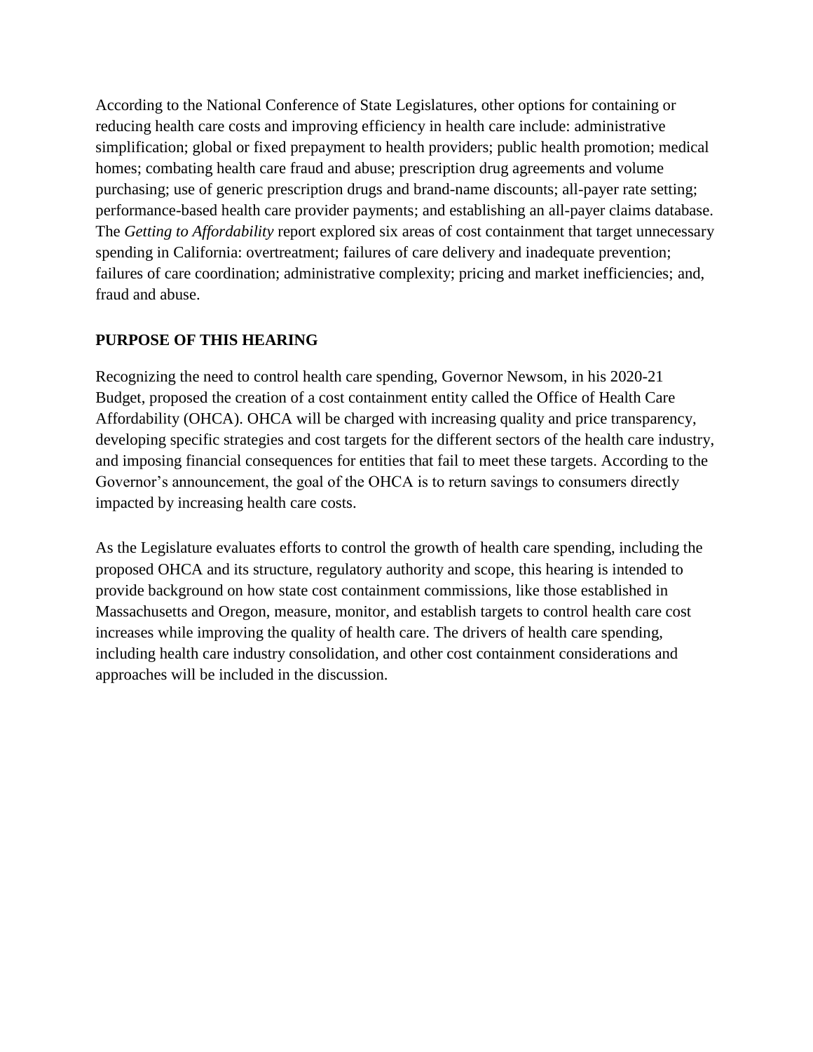According to the National Conference of State Legislatures, other options for containing or reducing health care costs and improving efficiency in health care include: administrative simplification; global or fixed prepayment to health providers; public health promotion; medical homes; combating health care fraud and abuse; prescription drug agreements and volume purchasing; use of generic prescription drugs and brand-name discounts; all-payer rate setting; performance-based health care provider payments; and establishing an all-payer claims database. The *Getting to Affordability* report explored six areas of cost containment that target unnecessary spending in California: overtreatment; failures of care delivery and inadequate prevention; failures of care coordination; administrative complexity; pricing and market inefficiencies; and, fraud and abuse.

## PURPOSE OF THIS HEARING

Recognizing the need to control health care spending, Governor Newsom, in his 2020-21 Budget, proposed the creation of a cost containment entity called the Office of Health Care Affordability (OHCA). OHCA will be charged with increasing quality and price transparency, developing specific strategies and cost targets for the different sectors of the health care industry, and imposing financial consequences for entities that fail to meet these targets. According to the Governor's announcement, the goal of the OHCA is to return savings to consumers directly impacted by increasing health care costs.

As the Legislature evaluates efforts to control the growth of health care spending, including the proposed OHCA and its structure, regulatory authority and scope, this hearing is intended to provide background on how state cost containment commissions, like those established in Massachusetts and Oregon, measure, monitor, and establish targets to control health care cost increases while improving the quality of health care. The drivers of health care spending, including health care industry consolidation, and other cost containment considerations and approaches will be included in the discussion.